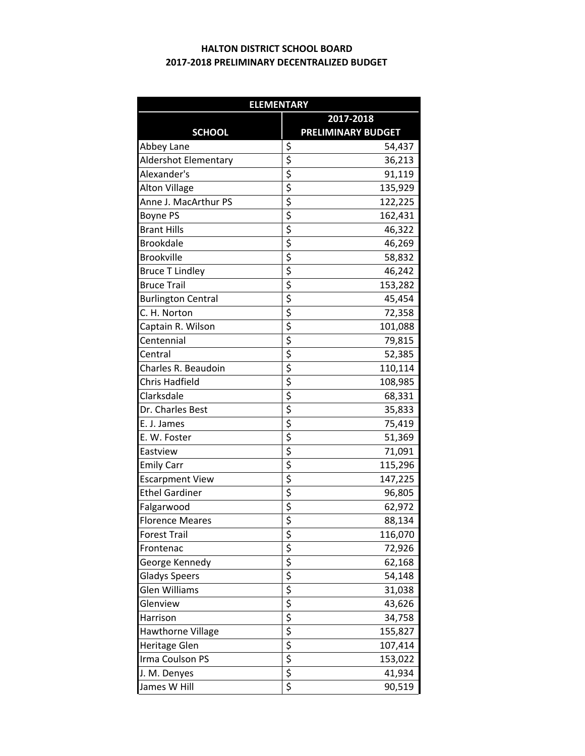# HALTON DISTRICT SCHOOL BOARD
## 2017-2018 PRELIMINARY DECENTRALIZED BUDGET

| ELEMENTARY | |
|---|---|
| **SCHOOL** | **2017-2018 PRELIMINARY BUDGET** |
| Abbey Lane | $ 54,437 |
| Aldershot Elementary | $ 36,213 |
| Alexander's | $ 91,119 |
| Alton Village | $ 135,929 |
| Anne J. MacArthur PS | $ 122,225 |
| Boyne PS | $ 162,431 |
| Brant Hills | $ 46,322 |
| Brookdale | $ 46,269 |
| Brookville | $ 58,832 |
| Bruce T Lindley | $ 46,242 |
| Bruce Trail | $ 153,282 |
| Burlington Central | $ 45,454 |
| C. H. Norton | $ 72,358 |
| Captain R. Wilson | $ 101,088 |
| Centennial | $ 79,815 |
| Central | $ 52,385 |
| Charles R. Beaudoin | $ 110,114 |
| Chris Hadfield | $ 108,985 |
| Clarksdale | $ 68,331 |
| Dr. Charles Best | $ 35,833 |
| E. J. James | $ 75,419 |
| E. W. Foster | $ 51,369 |
| Eastview | $ 71,091 |
| Emily Carr | $ 115,296 |
| Escarpment View | $ 147,225 |
| Ethel Gardiner | $ 96,805 |
| Falgarwood | $ 62,972 |
| Florence Meares | $ 88,134 |
| Forest Trail | $ 116,070 |
| Frontenac | $ 72,926 |
| George Kennedy | $ 62,168 |
| Gladys Speers | $ 54,148 |
| Glen Williams | $ 31,038 |
| Glenview | $ 43,626 |
| Harrison | $ 34,758 |
| Hawthorne Village | $ 155,827 |
| Heritage Glen | $ 107,414 |
| Irma Coulson PS | $ 153,022 |
| J. M. Denyes | $ 41,934 |
| James W Hill | $ 90,519 |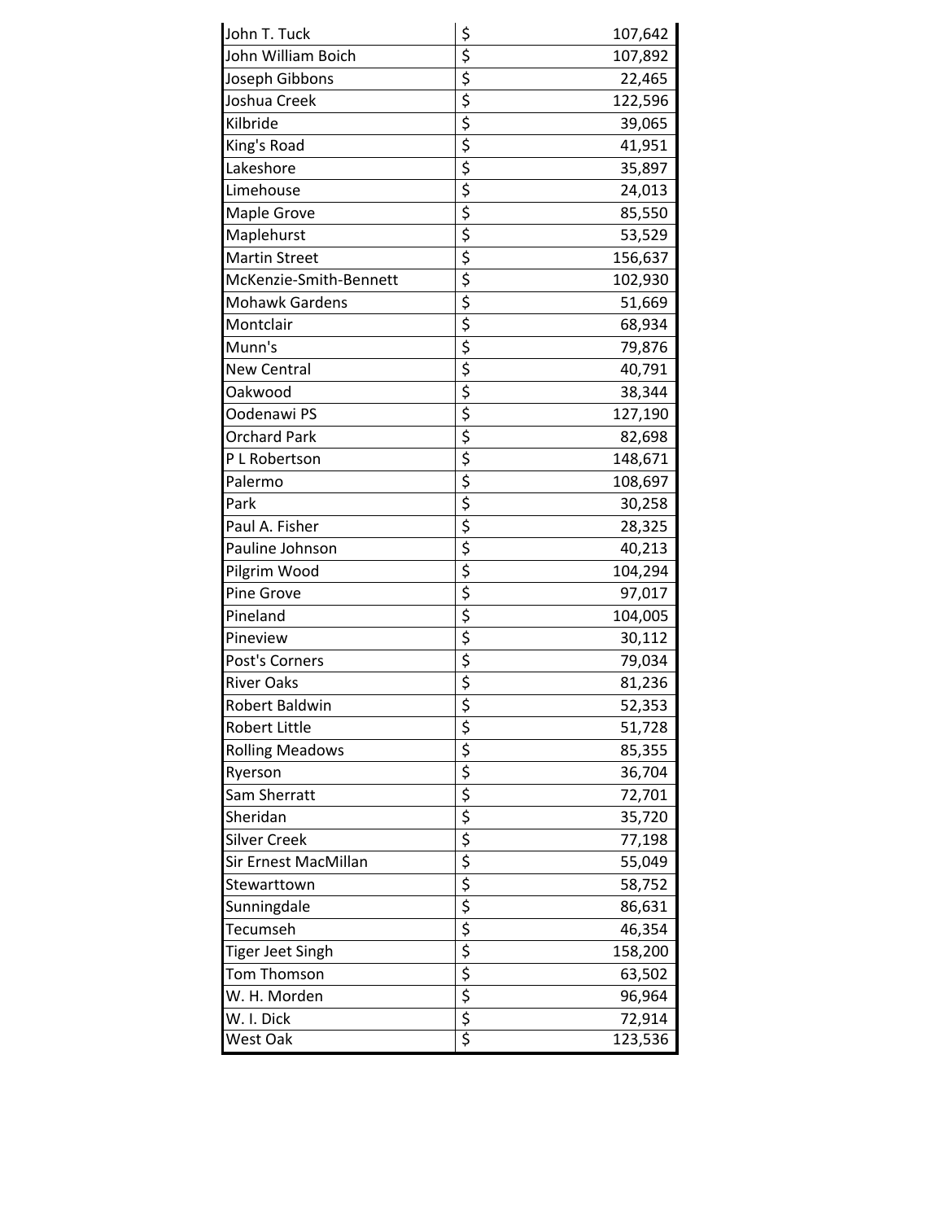| | | |
|---|---|---|
| John T. Tuck | $ | 107,642 |
| John William Boich | $ | 107,892 |
| Joseph Gibbons | $ | 22,465 |
| Joshua Creek | $ | 122,596 |
| Kilbride | $ | 39,065 |
| King's Road | $ | 41,951 |
| Lakeshore | $ | 35,897 |
| Limehouse | $ | 24,013 |
| Maple Grove | $ | 85,550 |
| Maplehurst | $ | 53,529 |
| Martin Street | $ | 156,637 |
| McKenzie-Smith-Bennett | $ | 102,930 |
| Mohawk Gardens | $ | 51,669 |
| Montclair | $ | 68,934 |
| Munn's | $ | 79,876 |
| New Central | $ | 40,791 |
| Oakwood | $ | 38,344 |
| Oodenawi PS | $ | 127,190 |
| Orchard Park | $ | 82,698 |
| P L Robertson | $ | 148,671 |
| Palermo | $ | 108,697 |
| Park | $ | 30,258 |
| Paul A. Fisher | $ | 28,325 |
| Pauline Johnson | $ | 40,213 |
| Pilgrim Wood | $ | 104,294 |
| Pine Grove | $ | 97,017 |
| Pineland | $ | 104,005 |
| Pineview | $ | 30,112 |
| Post's Corners | $ | 79,034 |
| River Oaks | $ | 81,236 |
| Robert Baldwin | $ | 52,353 |
| Robert Little | $ | 51,728 |
| Rolling Meadows | $ | 85,355 |
| Ryerson | $ | 36,704 |
| Sam Sherratt | $ | 72,701 |
| Sheridan | $ | 35,720 |
| Silver Creek | $ | 77,198 |
| Sir Ernest MacMillan | $ | 55,049 |
| Stewarttown | $ | 58,752 |
| Sunningdale | $ | 86,631 |
| Tecumseh | $ | 46,354 |
| Tiger Jeet Singh | $ | 158,200 |
| Tom Thomson | $ | 63,502 |
| W. H. Morden | $ | 96,964 |
| W. I. Dick | $ | 72,914 |
| West Oak | $ | 123,536 |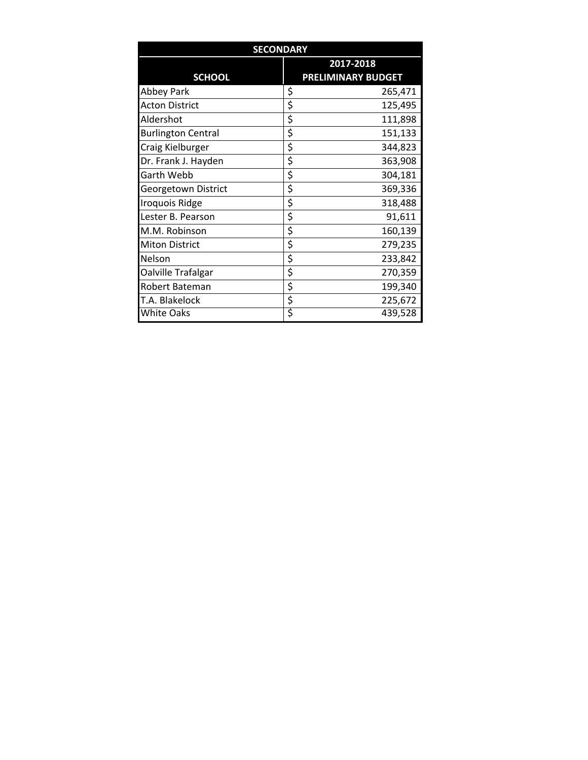| SECONDARY | |
| --- | --- |
| SCHOOL | 2017-2018 PRELIMINARY BUDGET |
| Abbey Park | $ 265,471 |
| Acton District | $ 125,495 |
| Aldershot | $ 111,898 |
| Burlington Central | $ 151,133 |
| Craig Kielburger | $ 344,823 |
| Dr. Frank J. Hayden | $ 363,908 |
| Garth Webb | $ 304,181 |
| Georgetown District | $ 369,336 |
| Iroquois Ridge | $ 318,488 |
| Lester B. Pearson | $ 91,611 |
| M.M. Robinson | $ 160,139 |
| Miton District | $ 279,235 |
| Nelson | $ 233,842 |
| Oalville Trafalgar | $ 270,359 |
| Robert Bateman | $ 199,340 |
| T.A. Blakelock | $ 225,672 |
| White Oaks | $ 439,528 |